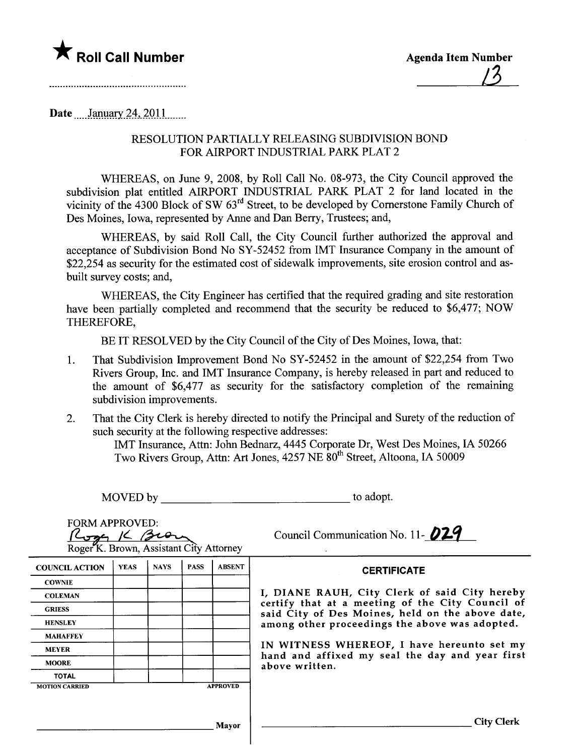★ **Roll Call Number**

..................................................

**Agenda Item Number**

13

Date ....January 24, 2011.......

## RESOLUTION PARTIALLY RELEASING SUBDIVISION BOND FOR AIRPORT INDUSTRIAL PARK PLAT 2

WHEREAS, on June 9, 2008, by Roll Call No. 08-973, the City Council approved the subdivision plat entitled AIRPORT INDUSTRIAL PARK PLAT 2 for land located in the vicinity of the 4300 Block of SW 63rd Street, to be developed by Cornerstone Family Church of Des Moines, Iowa, represented by Anne and Dan Berry, Trustees; and,

WHEREAS, by said Roll Call, the City Council further authorized the approval and acceptance of Subdivision Bond No SY-52452 from IMT Insurance Company in the amount of $22,254 as security for the estimated cost of sidewalk improvements, site erosion control and as-built survey costs; and,

WHEREAS, the City Engineer has certified that the required grading and site restoration have been partially completed and recommend that the security be reduced to $6,477; NOW THEREFORE,

BE IT RESOLVED by the City Council of the City of Des Moines, Iowa, that:

1. That Subdivision Improvement Bond No SY-52452 in the amount of $22,254 from Two Rivers Group, Inc. and IMT Insurance Company, is hereby released in part and reduced to the amount of $6,477 as security for the satisfactory completion of the remaining subdivision improvements.
2. That the City Clerk is hereby directed to notify the Principal and Surety of the reduction of such security at the following respective addresses:
   IMT Insurance, Attn: John Bednarz, 4445 Corporate Dr, West Des Moines, IA 50266
   Two Rivers Group, Attn: Art Jones, 4257 NE 80th Street, Altoona, IA 50009

MOVED by ________________________________ to adopt.

FORM APPROVED:
Roger K. Brown
Roger K. Brown, Assistant City Attorney

Council Communication No. 11-029

| COUNCIL ACTION | YEAS | NAYS | PASS | ABSENT |
|---|---|---|---|---|
| COWNIE | | | | |
| COLEMAN | | | | |
| GRIESS | | | | |
| HENSLEY | | | | |
| MAHAFFEY | | | | |
| MEYER | | | | |
| MOORE | | | | |
| TOTAL | | | | |
| MOTION CARRIED | | | | APPROVED |

________________________________ Mayor

**CERTIFICATE**

I, DIANE RAUH, City Clerk of said City hereby certify that at a meeting of the City Council of said City of Des Moines, held on the above date, among other proceedings the above was adopted.

IN WITNESS WHEREOF, I have hereunto set my hand and affixed my seal the day and year first above written.

________________________________ City Clerk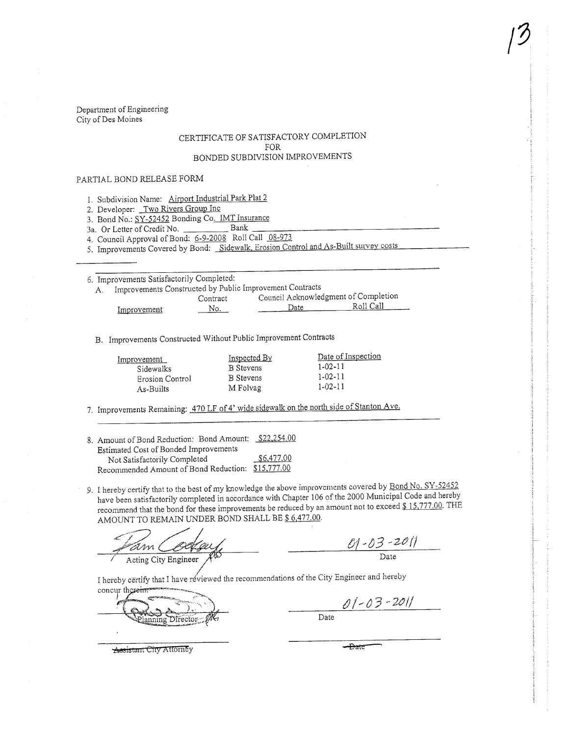Department of Engineering
City of Des Moines

# CERTIFICATE OF SATISFACTORY COMPLETION FOR BONDED SUBDIVISION IMPROVEMENTS

PARTIAL BOND RELEASE FORM

1. Subdivision Name: Airport Industrial Park Plat 2
2. Developer: Two Rivers Group Inc
3. Bond No.: SY-52452 Bonding Co. IMT Insurance
3a. Or Letter of Credit No. __________ Bank __________
4. Council Approval of Bond: 6-9-2008 Roll Call 08-973
5. Improvements Covered by Bond: Sidewalk, Erosion Control and As-Built survey costs

6. Improvements Satisfactorily Completed:
   A. Improvements Constructed by Public Improvement Contracts

| Improvement | Contract No. | Council Acknowledgment of Completion Date | Roll Call |
|---|---|---|---|

   B. Improvements Constructed Without Public Improvement Contracts

| Improvement | Inspected By | Date of Inspection |
|---|---|---|
| Sidewalks | B Stevens | 1-02-11 |
| Erosion Control | B Stevens | 1-02-11 |
| As-Builts | M Folvag | 1-02-11 |

7. Improvements Remaining: 470 LF of 4' wide sidewalk on the north side of Stanton Ave.

8. Amount of Bond Reduction: Bond Amount: $22,254.00
   Estimated Cost of Bonded Improvements
   Not Satisfactorily Completed $6,477.00
   Recommended Amount of Bond Reduction: $15,777.00

9. I hereby certify that to the best of my knowledge the above improvements covered by Bond No. SY-52452 have been satisfactorily completed in accordance with Chapter 106 of the 2000 Municipal Code and hereby recommend that the bond for these improvements be reduced by an amount not to exceed $ 15,777.00. THE AMOUNT TO REMAIN UNDER BOND SHALL BE $ 6,477.00.

Pam Cooksey
Acting City Engineer — Date: 01-03-2011

I hereby certify that I have reviewed the recommendations of the City Engineer and hereby concur therein.

Planning Director — Date: 01-03-2011

~~Assistant City Attorney~~ — ~~Date~~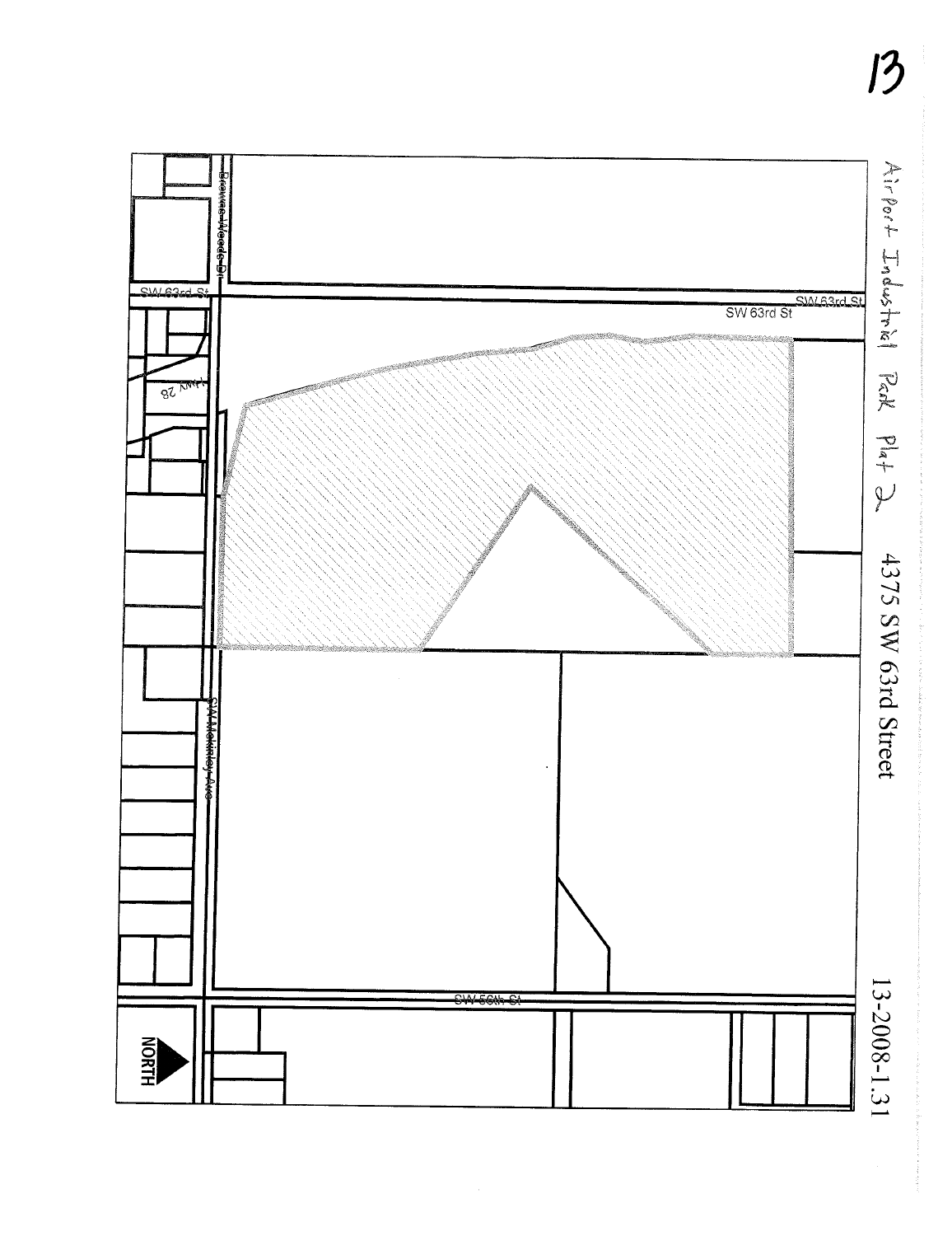Airport Industrial Park Plat 2 4375 SW 63rd Street

13-2008-1.31

SW 63rd St

SW 63rd St

SW 63rd St

Brouwers Woods Dr

Hwy 28

SW McKinley Ave

SW 56th St

NORTH